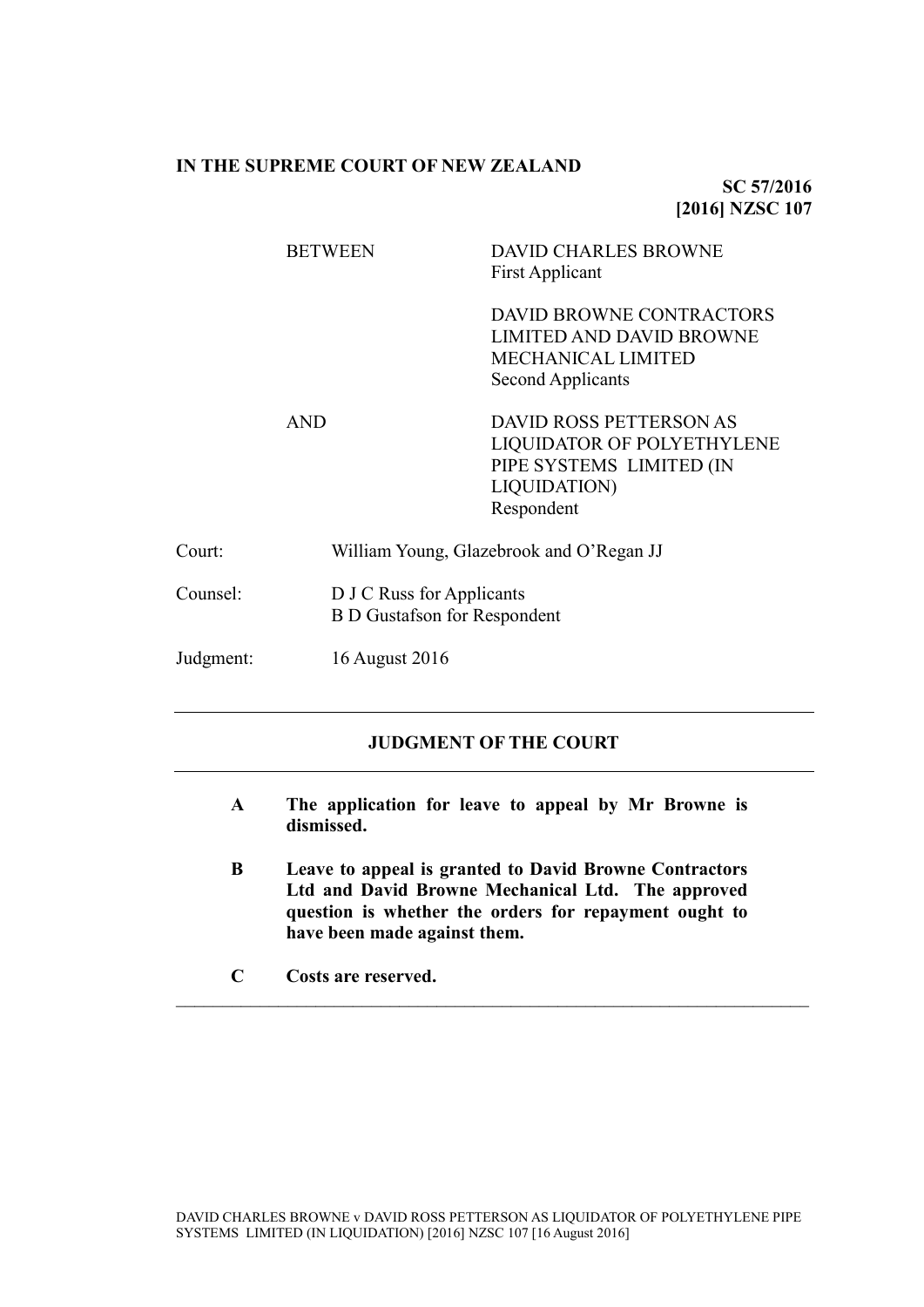**IN THE SUPREME COURT OF NEW ZEALAND**

**SC 57/2016**
**[2016] NZSC 107**

| | |
|---|---|
| BETWEEN | DAVID CHARLES BROWNE<br>First Applicant |
| | DAVID BROWNE CONTRACTORS LIMITED AND DAVID BROWNE MECHANICAL LIMITED<br>Second Applicants |
| AND | DAVID ROSS PETTERSON AS LIQUIDATOR OF POLYETHYLENE PIPE SYSTEMS LIMITED (IN LIQUIDATION)<br>Respondent |

| | |
|---|---|
| Court: | William Young, Glazebrook and O'Regan JJ |
| Counsel: | D J C Russ for Applicants<br>B D Gustafson for Respondent |
| Judgment: | 16 August 2016 |

---

## JUDGMENT OF THE COURT

---

**A The application for leave to appeal by Mr Browne is dismissed.**

**B Leave to appeal is granted to David Browne Contractors Ltd and David Browne Mechanical Ltd. The approved question is whether the orders for repayment ought to have been made against them.**

**C Costs are reserved.**

---

DAVID CHARLES BROWNE v DAVID ROSS PETTERSON AS LIQUIDATOR OF POLYETHYLENE PIPE SYSTEMS LIMITED (IN LIQUIDATION) [2016] NZSC 107 [16 August 2016]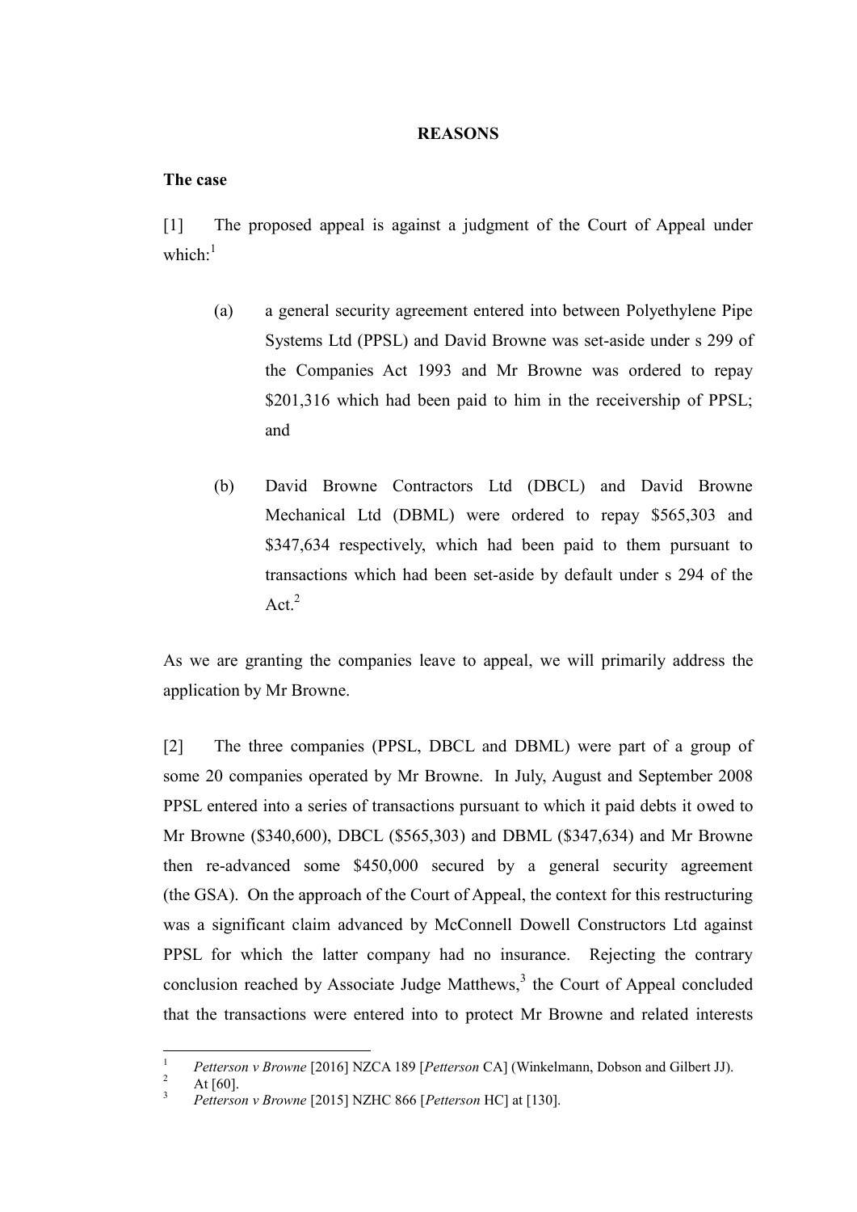**REASONS**

**The case**

[1] The proposed appeal is against a judgment of the Court of Appeal under which:[1]

(a) a general security agreement entered into between Polyethylene Pipe Systems Ltd (PPSL) and David Browne was set-aside under s 299 of the Companies Act 1993 and Mr Browne was ordered to repay $201,316 which had been paid to him in the receivership of PPSL; and

(b) David Browne Contractors Ltd (DBCL) and David Browne Mechanical Ltd (DBML) were ordered to repay $565,303 and $347,634 respectively, which had been paid to them pursuant to transactions which had been set-aside by default under s 294 of the Act.[2]

As we are granting the companies leave to appeal, we will primarily address the application by Mr Browne.

[2] The three companies (PPSL, DBCL and DBML) were part of a group of some 20 companies operated by Mr Browne. In July, August and September 2008 PPSL entered into a series of transactions pursuant to which it paid debts it owed to Mr Browne ($340,600), DBCL ($565,303) and DBML ($347,634) and Mr Browne then re-advanced some $450,000 secured by a general security agreement (the GSA). On the approach of the Court of Appeal, the context for this restructuring was a significant claim advanced by McConnell Dowell Constructors Ltd against PPSL for which the latter company had no insurance. Rejecting the contrary conclusion reached by Associate Judge Matthews,[3] the Court of Appeal concluded that the transactions were entered into to protect Mr Browne and related interests

---

[1] *Petterson v Browne* [2016] NZCA 189 [*Petterson* CA] (Winkelmann, Dobson and Gilbert JJ).

[2] At [60].

[3] *Petterson v Browne* [2015] NZHC 866 [*Petterson* HC] at [130].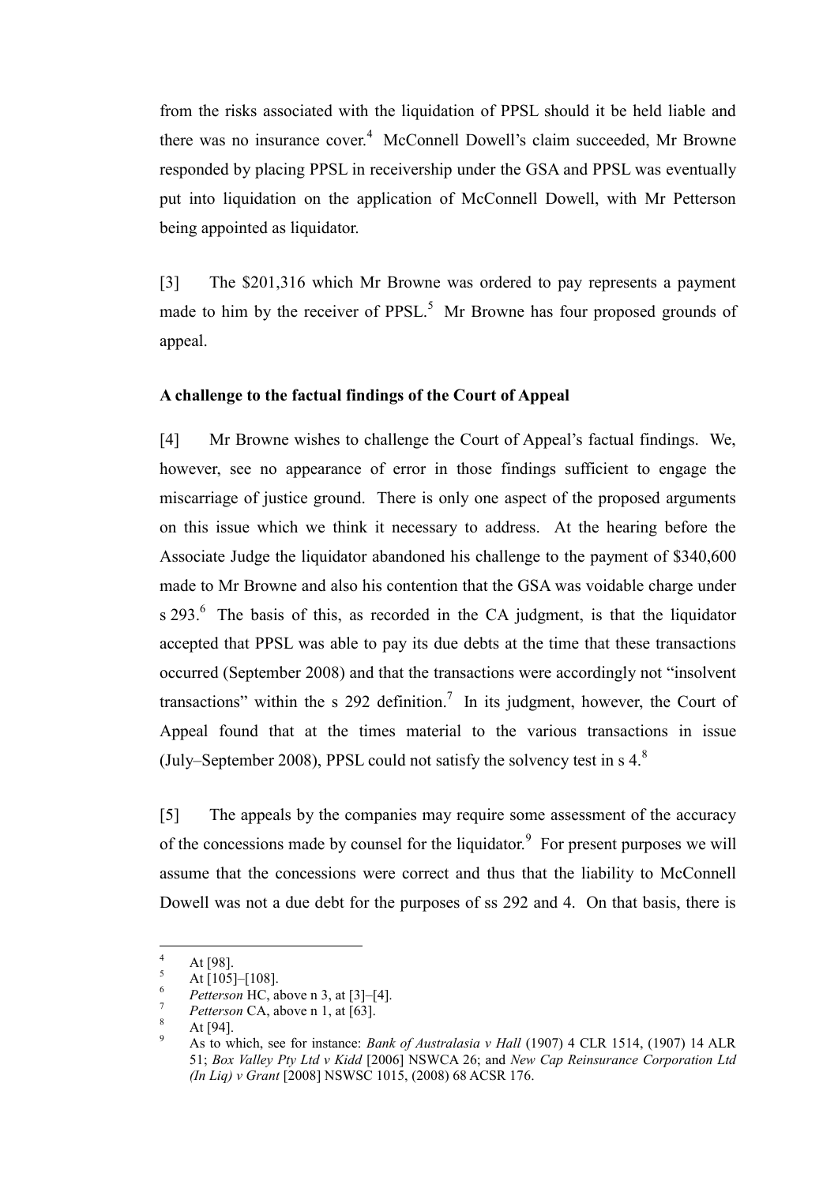from the risks associated with the liquidation of PPSL should it be held liable and there was no insurance cover.[4] McConnell Dowell's claim succeeded, Mr Browne responded by placing PPSL in receivership under the GSA and PPSL was eventually put into liquidation on the application of McConnell Dowell, with Mr Petterson being appointed as liquidator.

[3] The $201,316 which Mr Browne was ordered to pay represents a payment made to him by the receiver of PPSL.[5] Mr Browne has four proposed grounds of appeal.

**A challenge to the factual findings of the Court of Appeal**

[4] Mr Browne wishes to challenge the Court of Appeal's factual findings. We, however, see no appearance of error in those findings sufficient to engage the miscarriage of justice ground. There is only one aspect of the proposed arguments on this issue which we think it necessary to address. At the hearing before the Associate Judge the liquidator abandoned his challenge to the payment of $340,600 made to Mr Browne and also his contention that the GSA was voidable charge under s 293.[6] The basis of this, as recorded in the CA judgment, is that the liquidator accepted that PPSL was able to pay its due debts at the time that these transactions occurred (September 2008) and that the transactions were accordingly not "insolvent transactions" within the s 292 definition.[7] In its judgment, however, the Court of Appeal found that at the times material to the various transactions in issue (July–September 2008), PPSL could not satisfy the solvency test in s 4.[8]

[5] The appeals by the companies may require some assessment of the accuracy of the concessions made by counsel for the liquidator.[9] For present purposes we will assume that the concessions were correct and thus that the liability to McConnell Dowell was not a due debt for the purposes of ss 292 and 4. On that basis, there is

---

[4] At [98].

[5] At [105]–[108].

[6] *Petterson* HC, above n 3, at [3]–[4].

[7] *Petterson* CA, above n 1, at [63].

[8] At [94].

[9] As to which, see for instance: *Bank of Australasia v Hall* (1907) 4 CLR 1514, (1907) 14 ALR 51; *Box Valley Pty Ltd v Kidd* [2006] NSWCA 26; and *New Cap Reinsurance Corporation Ltd (In Liq) v Grant* [2008] NSWSC 1015, (2008) 68 ACSR 176.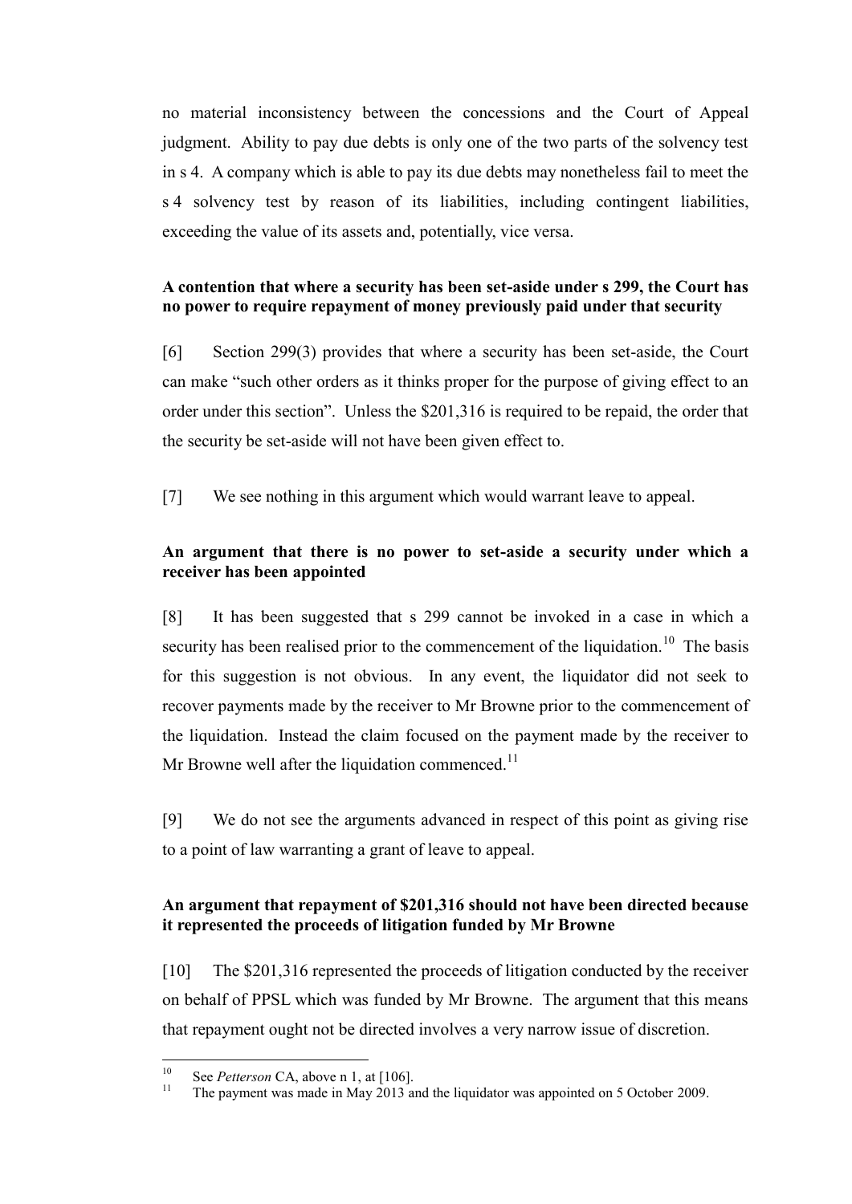no material inconsistency between the concessions and the Court of Appeal judgment. Ability to pay due debts is only one of the two parts of the solvency test in s 4. A company which is able to pay its due debts may nonetheless fail to meet the s 4 solvency test by reason of its liabilities, including contingent liabilities, exceeding the value of its assets and, potentially, vice versa.

**A contention that where a security has been set-aside under s 299, the Court has no power to require repayment of money previously paid under that security**

[6] Section 299(3) provides that where a security has been set-aside, the Court can make "such other orders as it thinks proper for the purpose of giving effect to an order under this section". Unless the $201,316 is required to be repaid, the order that the security be set-aside will not have been given effect to.

[7] We see nothing in this argument which would warrant leave to appeal.

**An argument that there is no power to set-aside a security under which a receiver has been appointed**

[8] It has been suggested that s 299 cannot be invoked in a case in which a security has been realised prior to the commencement of the liquidation.[10] The basis for this suggestion is not obvious. In any event, the liquidator did not seek to recover payments made by the receiver to Mr Browne prior to the commencement of the liquidation. Instead the claim focused on the payment made by the receiver to Mr Browne well after the liquidation commenced.[11]

[9] We do not see the arguments advanced in respect of this point as giving rise to a point of law warranting a grant of leave to appeal.

**An argument that repayment of $201,316 should not have been directed because it represented the proceeds of litigation funded by Mr Browne**

[10] The $201,316 represented the proceeds of litigation conducted by the receiver on behalf of PPSL which was funded by Mr Browne. The argument that this means that repayment ought not be directed involves a very narrow issue of discretion.

---

[10] See *Petterson* CA, above n 1, at [106].

[11] The payment was made in May 2013 and the liquidator was appointed on 5 October 2009.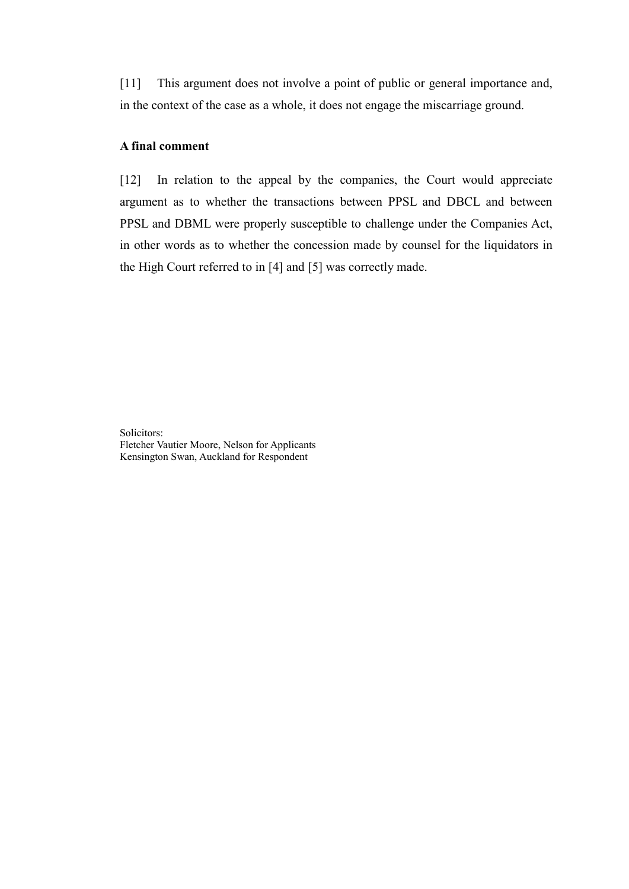[11] This argument does not involve a point of public or general importance and, in the context of the case as a whole, it does not engage the miscarriage ground.

**A final comment**

[12] In relation to the appeal by the companies, the Court would appreciate argument as to whether the transactions between PPSL and DBCL and between PPSL and DBML were properly susceptible to challenge under the Companies Act, in other words as to whether the concession made by counsel for the liquidators in the High Court referred to in [4] and [5] was correctly made.

Solicitors:
Fletcher Vautier Moore, Nelson for Applicants
Kensington Swan, Auckland for Respondent